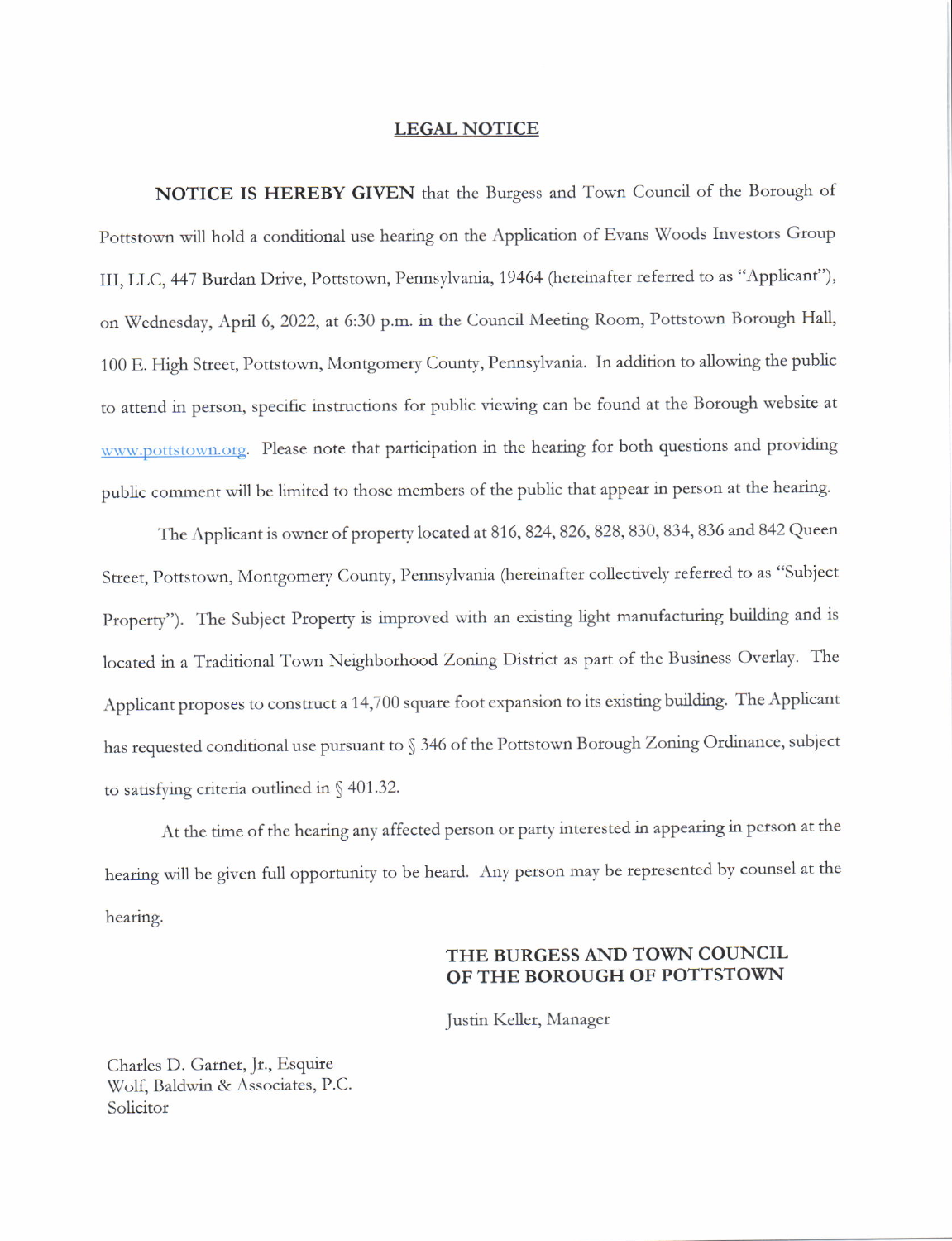## LEGAL NOTICE

**NOTICE IS HEREBY GIVEN** that the Burgess and Town Council of the Borough of Pottstown will hold a conditional use hearing on the Application of Evans Woods Investors Group III, LLC, 447 Burdan Drive, Pottstown, Pennsylvania, 19464 (hereinafter referred to as "Applicant"), on Wednesday, April 6, 2022, at 6:30 p.m. in the Council Meeting Room, Pottstown Borough Hall, 100 E. High Street, Pottstown, Montgomery County, Pennsylvania. In addition to allowing the public to attend in person, specific instructions for public viewing can be found at the Borough website at www.pottstown.org. Please note that participation in the hearing for both questions and providing public comment will be limited to those members of the public that appear in person at the hearing.

The Applicant is owner of property located at 816, 824, 826, 828, 830, 834, 836 and 842 Queen Street, Pottstown, Montgomery County, Pennsylvania (hereinafter collectively referred to as "Subject Property"). The Subject Property is improved with an existing light manufacturing building and is located in a Traditional Town Neighborhood Zoning District as part of the Business Overlay. The Applicant proposes to construct a 14,700 square foot expansion to its existing building. The Applicant has requested conditional use pursuant to § 346 of the Pottstown Borough Zoning Ordinance, subject to satisfying criteria outlined in § 401.32.

At the time of the hearing any affected person or party interested in appearing in person at the hearing will be given full opportunity to be heard. Any person may be represented by counsel at the hearing.

**THE BURGESS AND TOWN COUNCIL OF THE BOROUGH OF POTTSTOWN**

Justin Keller, Manager

Charles D. Garner, Jr., Esquire
Wolf, Baldwin & Associates, P.C.
Solicitor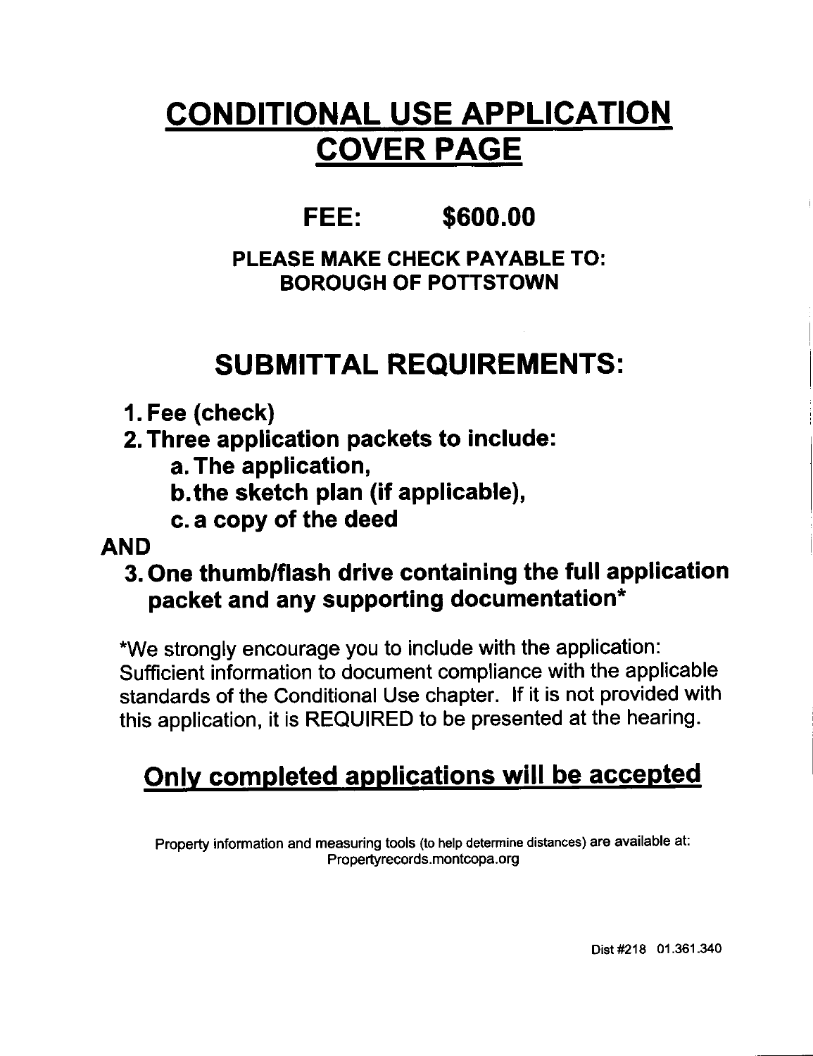# CONDITIONAL USE APPLICATION COVER PAGE

## FEE: $600.00

**PLEASE MAKE CHECK PAYABLE TO:**
**BOROUGH OF POTTSTOWN**

## SUBMITTAL REQUIREMENTS:

1. **Fee (check)**
2. **Three application packets to include:**
   a. **The application,**
   b. **the sketch plan (if applicable),**
   c. **a copy of the deed**

**AND**

3. **One thumb/flash drive containing the full application packet and any supporting documentation***

*We strongly encourage you to include with the application: Sufficient information to document compliance with the applicable standards of the Conditional Use chapter. If it is not provided with this application, it is REQUIRED to be presented at the hearing.

## Only completed applications will be accepted

Property information and measuring tools (to help determine distances) are available at:
Propertyrecords.montcopa.org

Dist #218 01.361.340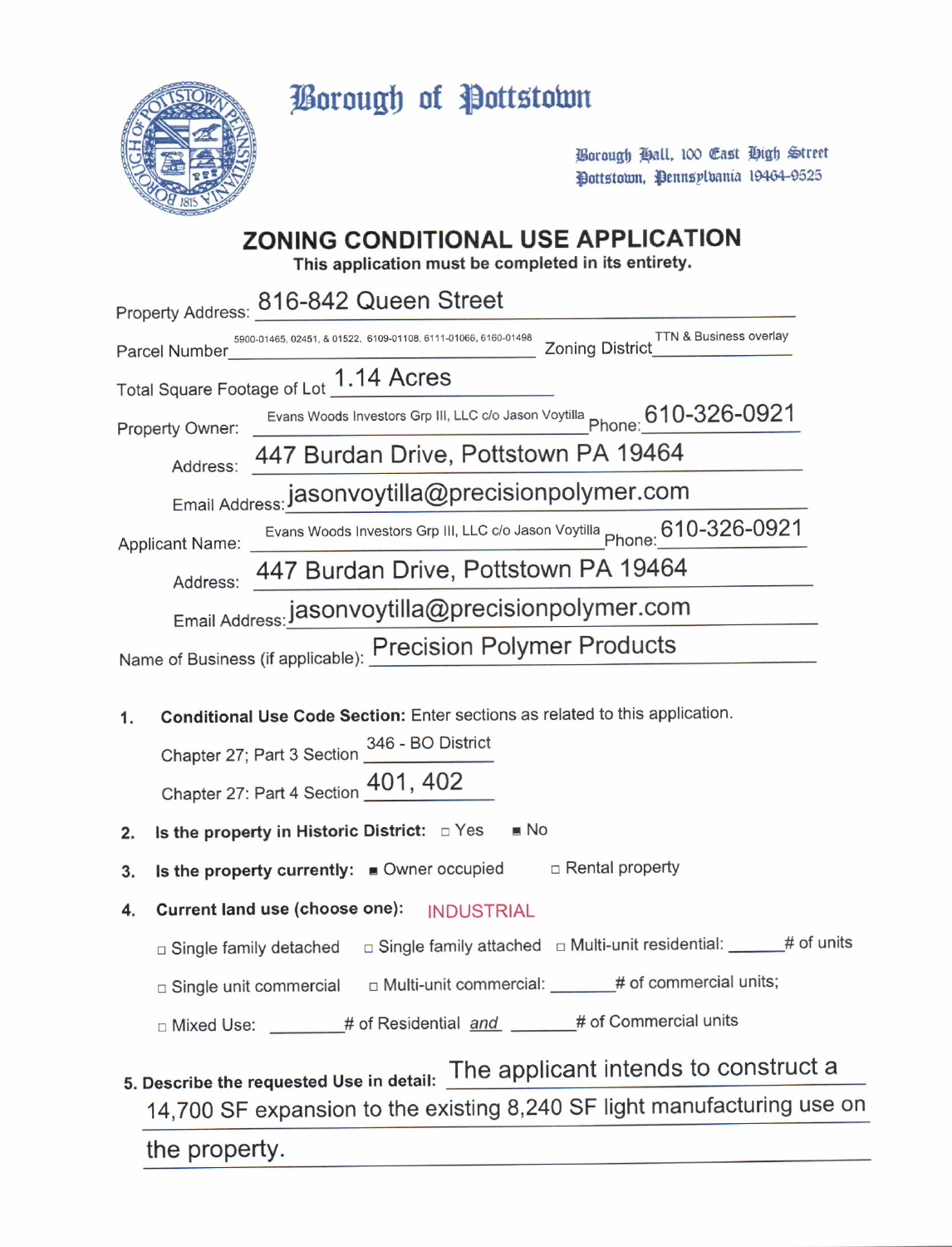# Borough of Pottstown

Borough Hall, 100 East High Street
Pottstown, Pennsylvania 19464-9525

## ZONING CONDITIONAL USE APPLICATION

**This application must be completed in its entirety.**

Property Address: 816-842 Queen Street

Parcel Number: 5900-01465, 02451, & 01522, 6109-01108, 6111-01066, 6160-01498 Zoning District: TTN & Business overlay

Total Square Footage of Lot: 1.14 Acres

Property Owner: Evans Woods Investors Grp III, LLC c/o Jason Voytilla Phone: 610-326-0921

Address: 447 Burdan Drive, Pottstown PA 19464

Email Address: jasonvoytilla@precisionpolymer.com

Applicant Name: Evans Woods Investors Grp III, LLC c/o Jason Voytilla Phone: 610-326-0921

Address: 447 Burdan Drive, Pottstown PA 19464

Email Address: jasonvoytilla@precisionpolymer.com

Name of Business (if applicable): Precision Polymer Products

1. **Conditional Use Code Section:** Enter sections as related to this application.

   Chapter 27; Part 3 Section 346 - BO District

   Chapter 27: Part 4 Section 401, 402

2. **Is the property in Historic District:** ☐ Yes ■ No

3. **Is the property currently:** ■ Owner occupied ☐ Rental property

4. **Current land use (choose one):** INDUSTRIAL

   ☐ Single family detached ☐ Single family attached ☐ Multi-unit residential: ______# of units

   ☐ Single unit commercial ☐ Multi-unit commercial: ______# of commercial units;

   ☐ Mixed Use: ______# of Residential *and* ______# of Commercial units

5. **Describe the requested Use in detail:** The applicant intends to construct a 14,700 SF expansion to the existing 8,240 SF light manufacturing use on the property.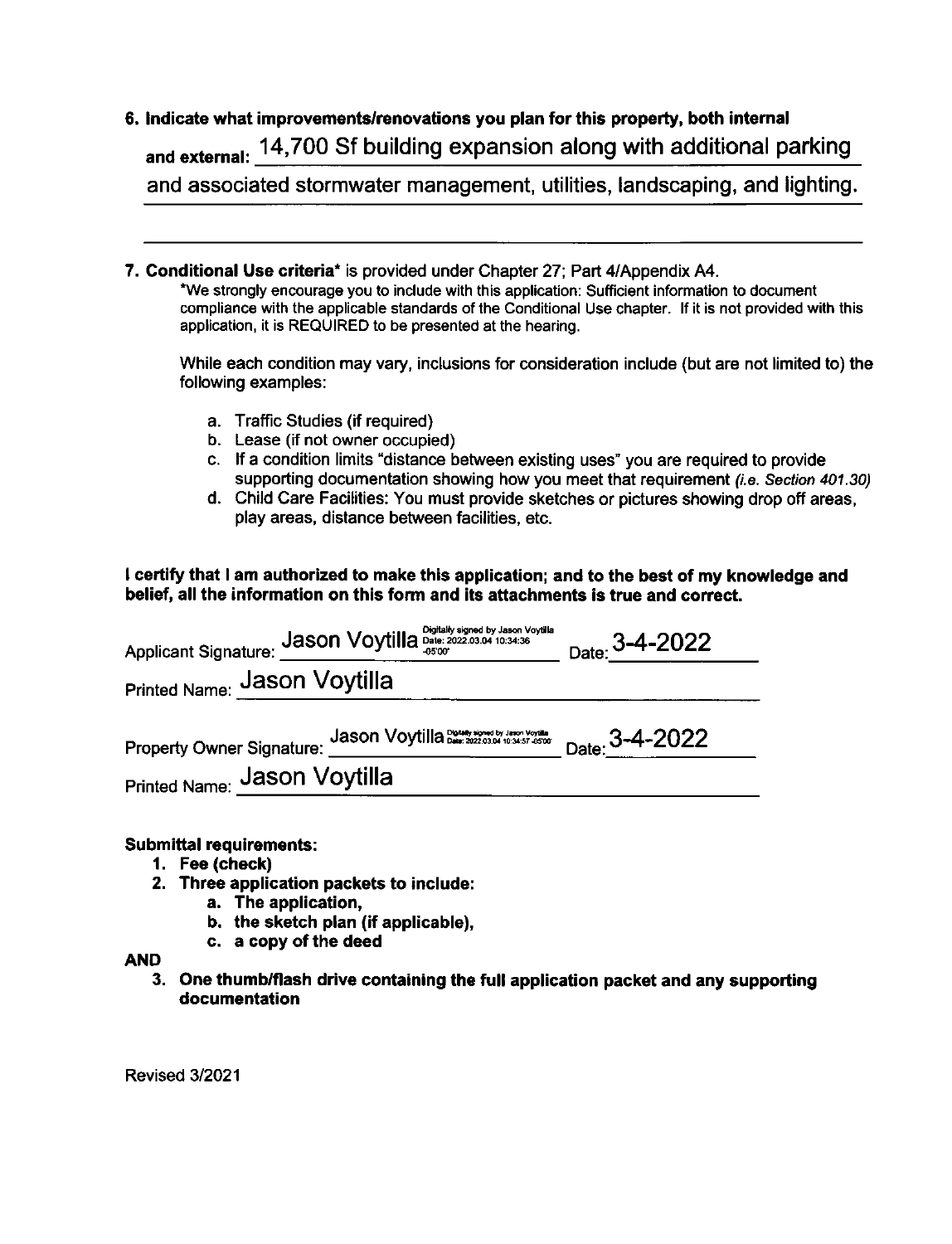**6. Indicate what improvements/renovations you plan for this property, both internal and external:** 14,700 Sf building expansion along with additional parking and associated stormwater management, utilities, landscaping, and lighting.

**7. Conditional Use criteria*** is provided under Chapter 27; Part 4/Appendix A4.

*We strongly encourage you to include with this application: Sufficient information to document compliance with the applicable standards of the Conditional Use chapter. If it is not provided with this application, it is REQUIRED to be presented at the hearing.

While each condition may vary, inclusions for consideration include (but are not limited to) the following examples:

a. Traffic Studies (if required)
b. Lease (if not owner occupied)
c. If a condition limits "distance between existing uses" you are required to provide supporting documentation showing how you meet that requirement *(i.e. Section 401.30)*
d. Child Care Facilities: You must provide sketches or pictures showing drop off areas, play areas, distance between facilities, etc.

**I certify that I am authorized to make this application; and to the best of my knowledge and belief, all the information on this form and its attachments is true and correct.**

Applicant Signature: Jason Voytilla (Digitally signed by Jason Voytilla Date: 2022.03.04 10:34:36 -05'00') Date: 3-4-2022

Printed Name: Jason Voytilla

Property Owner Signature: Jason Voytilla (Digitally signed by Jason Voytilla Date: 2022.03.04 10:34:57 -05'00') Date: 3-4-2022

Printed Name: Jason Voytilla

**Submittal requirements:**

1. **Fee (check)**
2. **Three application packets to include:**
   a. **The application,**
   b. **the sketch plan (if applicable),**
   c. **a copy of the deed**

**AND**

3. **One thumb/flash drive containing the full application packet and any supporting documentation**

Revised 3/2021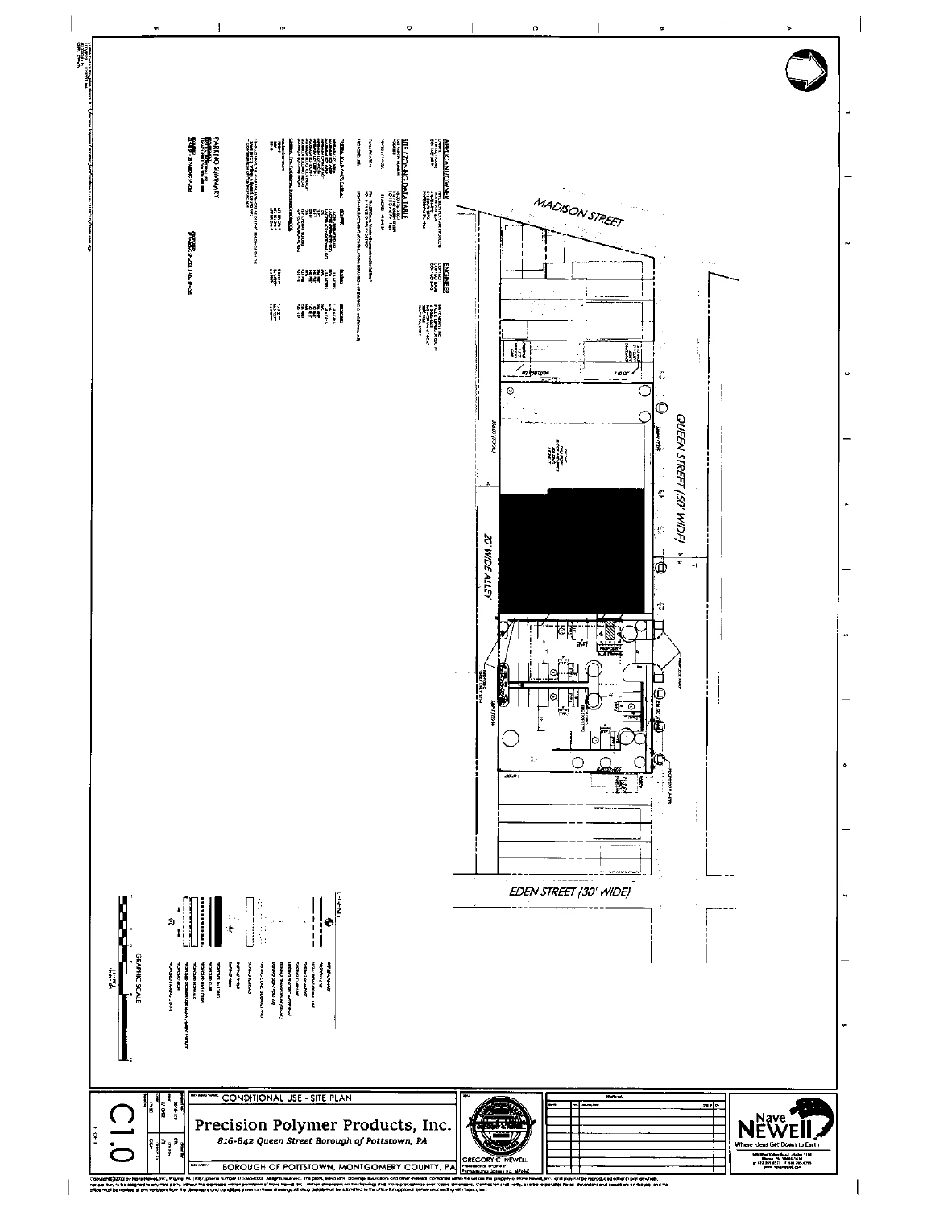MADISON STREET

QUEEN STREET (50' WIDE)

20' WIDE ALLEY

EDEN STREET (30' WIDE)

APPLICANT/OWNER

ENGINEER

SITE / ZONING DATA TABLE

PARKING SUMMARY

LEGEND

GRAPHIC SCALE

CONDITIONAL USE - SITE PLAN

Precision Polymer Products, Inc.

*816-842 Queen Street Borough of Pottstown, PA*

BOROUGH OF POTTSTOWN, MONTGOMERY COUNTY, PA

GREGORY C. NEWELL

Professional Engineer

Nave NEWELL

Where Ideas Get Down to Earth

C1.0